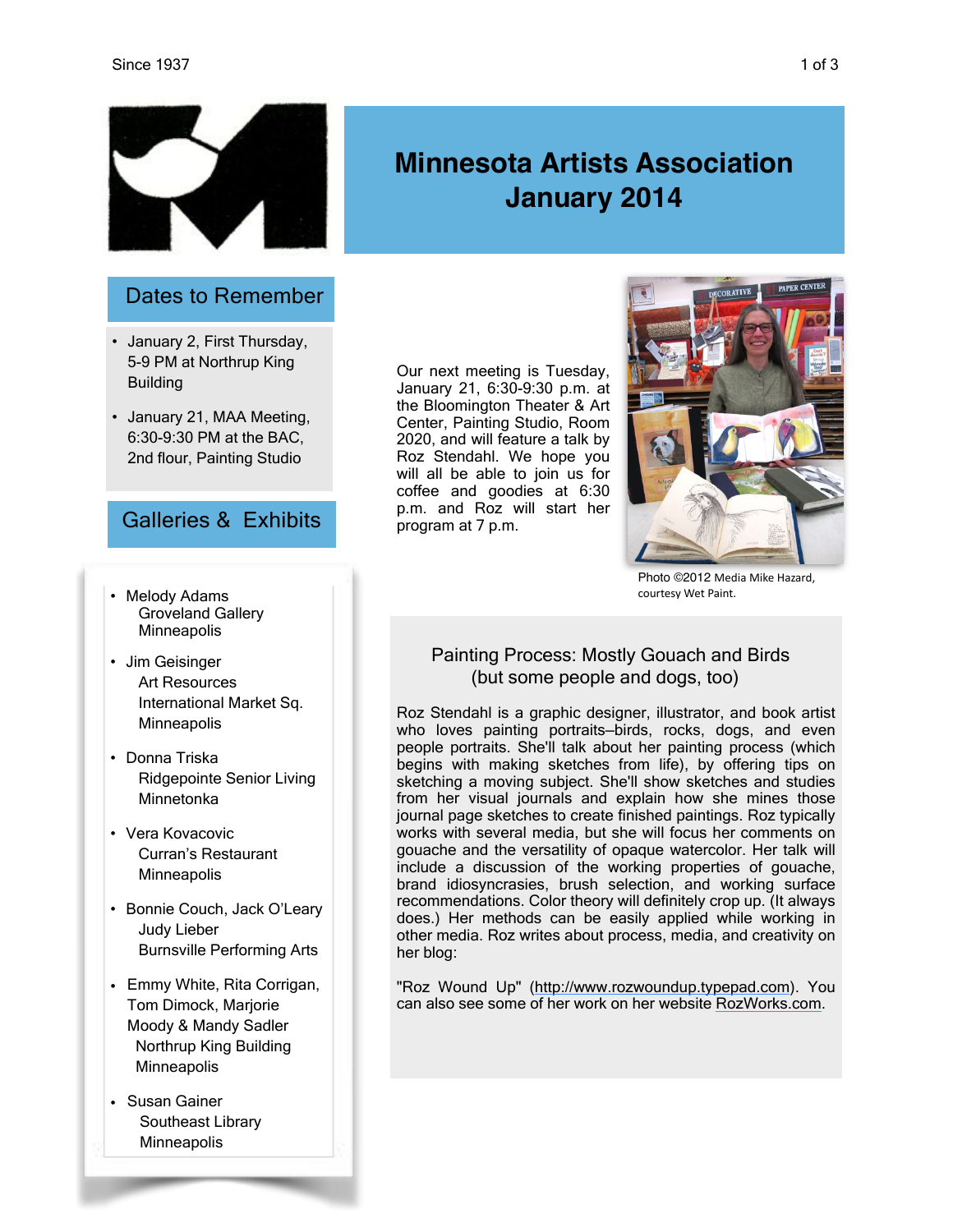# Minnesota Artists Association
# January 2014

## Dates to Remember

- January 2, First Thursday, 5-9 PM at Northrup King Building
- January 21, MAA Meeting, 6:30-9:30 PM at the BAC, 2nd flour, Painting Studio

## Galleries & Exhibits

- Melody Adams
  Groveland Gallery
  Minneapolis
- Jim Geisinger
  Art Resources
  International Market Sq.
  Minneapolis
- Donna Triska
  Ridgepointe Senior Living
  Minnetonka
- Vera Kovacovic
  Curran's Restaurant
  Minneapolis
- Bonnie Couch, Jack O'Leary
  Judy Lieber
  Burnsville Performing Arts
- Emmy White, Rita Corrigan, Tom Dimock, Marjorie Moody & Mandy Sadler
  Northrup King Building
  Minneapolis
- Susan Gainer
  Southeast Library
  Minneapolis

Our next meeting is Tuesday, January 21, 6:30-9:30 p.m. at the Bloomington Theater & Art Center, Painting Studio, Room 2020, and will feature a talk by Roz Stendahl. We hope you will all be able to join us for coffee and goodies at 6:30 p.m. and Roz will start her program at 7 p.m.

Photo ©2012 Media Mike Hazard, courtesy Wet Paint.

### Painting Process: Mostly Gouach and Birds (but some people and dogs, too)

Roz Stendahl is a graphic designer, illustrator, and book artist who loves painting portraits–birds, rocks, dogs, and even people portraits. She'll talk about her painting process (which begins with making sketches from life), by offering tips on sketching a moving subject. She'll show sketches and studies from her visual journals and explain how she mines those journal page sketches to create finished paintings. Roz typically works with several media, but she will focus her comments on gouache and the versatility of opaque watercolor. Her talk will include a discussion of the working properties of gouache, brand idiosyncrasies, brush selection, and working surface recommendations. Color theory will definitely crop up. (It always does.) Her methods can be easily applied while working in other media. Roz writes about process, media, and creativity on her blog:

"Roz Wound Up" (http://www.rozwoundup.typepad.com). You can also see some of her work on her website RozWorks.com.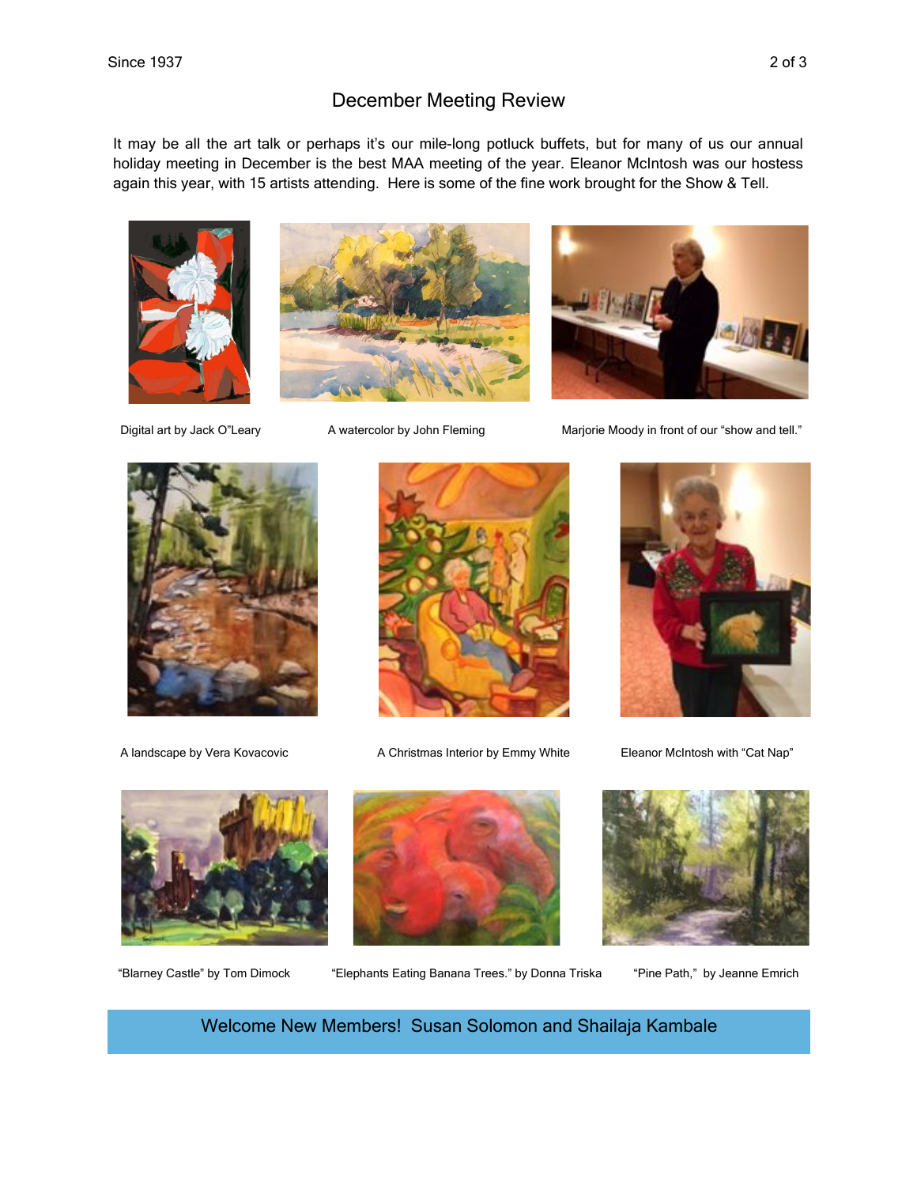## December Meeting Review

It may be all the art talk or perhaps it's our mile-long potluck buffets, but for many of us our annual holiday meeting in December is the best MAA meeting of the year. Eleanor McIntosh was our hostess again this year, with 15 artists attending. Here is some of the fine work brought for the Show & Tell.

Digital art by Jack O"Leary

A watercolor by John Fleming

Marjorie Moody in front of our "show and tell."

A landscape by Vera Kovacovic

A Christmas Interior by Emmy White

Eleanor McIntosh with "Cat Nap"

"Blarney Castle" by Tom Dimock

"Elephants Eating Banana Trees." by Donna Triska

"Pine Path," by Jeanne Emrich

**Welcome New Members! Susan Solomon and Shailaja Kambale**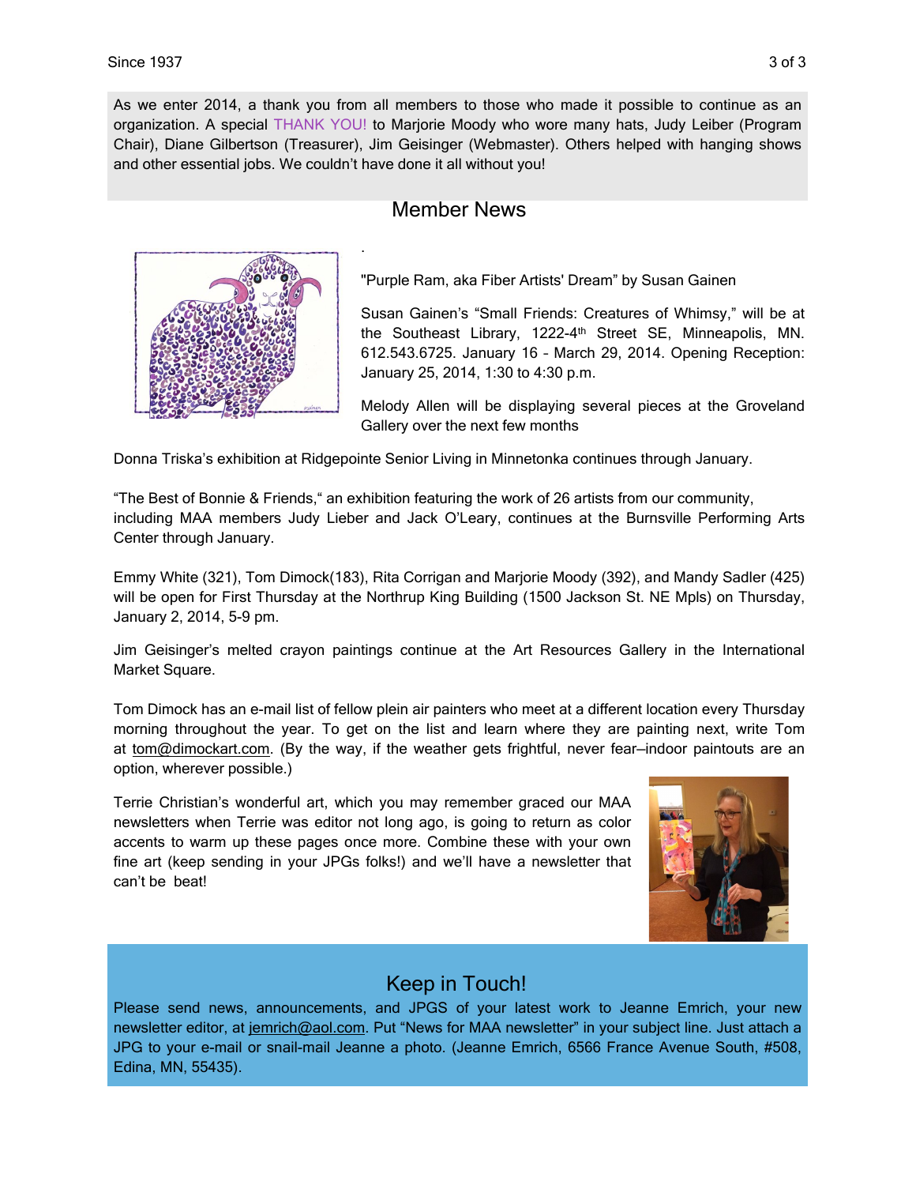As we enter 2014, a thank you from all members to those who made it possible to continue as an organization. A special THANK YOU! to Marjorie Moody who wore many hats, Judy Leiber (Program Chair), Diane Gilbertson (Treasurer), Jim Geisinger (Webmaster). Others helped with hanging shows and other essential jobs. We couldn't have done it all without you!

## Member News

"Purple Ram, aka Fiber Artists' Dream" by Susan Gainen

Susan Gainen's "Small Friends: Creatures of Whimsy," will be at the Southeast Library, 1222-4th Street SE, Minneapolis, MN. 612.543.6725. January 16 – March 29, 2014. Opening Reception: January 25, 2014, 1:30 to 4:30 p.m.

Melody Allen will be displaying several pieces at the Groveland Gallery over the next few months

Donna Triska's exhibition at Ridgepointe Senior Living in Minnetonka continues through January.

"The Best of Bonnie & Friends," an exhibition featuring the work of 26 artists from our community, including MAA members Judy Lieber and Jack O'Leary, continues at the Burnsville Performing Arts Center through January.

Emmy White (321), Tom Dimock(183), Rita Corrigan and Marjorie Moody (392), and Mandy Sadler (425) will be open for First Thursday at the Northrup King Building (1500 Jackson St. NE Mpls) on Thursday, January 2, 2014, 5-9 pm.

Jim Geisinger's melted crayon paintings continue at the Art Resources Gallery in the International Market Square.

Tom Dimock has an e-mail list of fellow plein air painters who meet at a different location every Thursday morning throughout the year. To get on the list and learn where they are painting next, write Tom at tom@dimockart.com. (By the way, if the weather gets frightful, never fear—indoor paintouts are an option, wherever possible.)

Terrie Christian's wonderful art, which you may remember graced our MAA newsletters when Terrie was editor not long ago, is going to return as color accents to warm up these pages once more. Combine these with your own fine art (keep sending in your JPGs folks!) and we'll have a newsletter that can't be beat!

## Keep in Touch!

Please send news, announcements, and JPGS of your latest work to Jeanne Emrich, your new newsletter editor, at jemrich@aol.com. Put "News for MAA newsletter" in your subject line. Just attach a JPG to your e-mail or snail-mail Jeanne a photo. (Jeanne Emrich, 6566 France Avenue South, #508, Edina, MN, 55435).